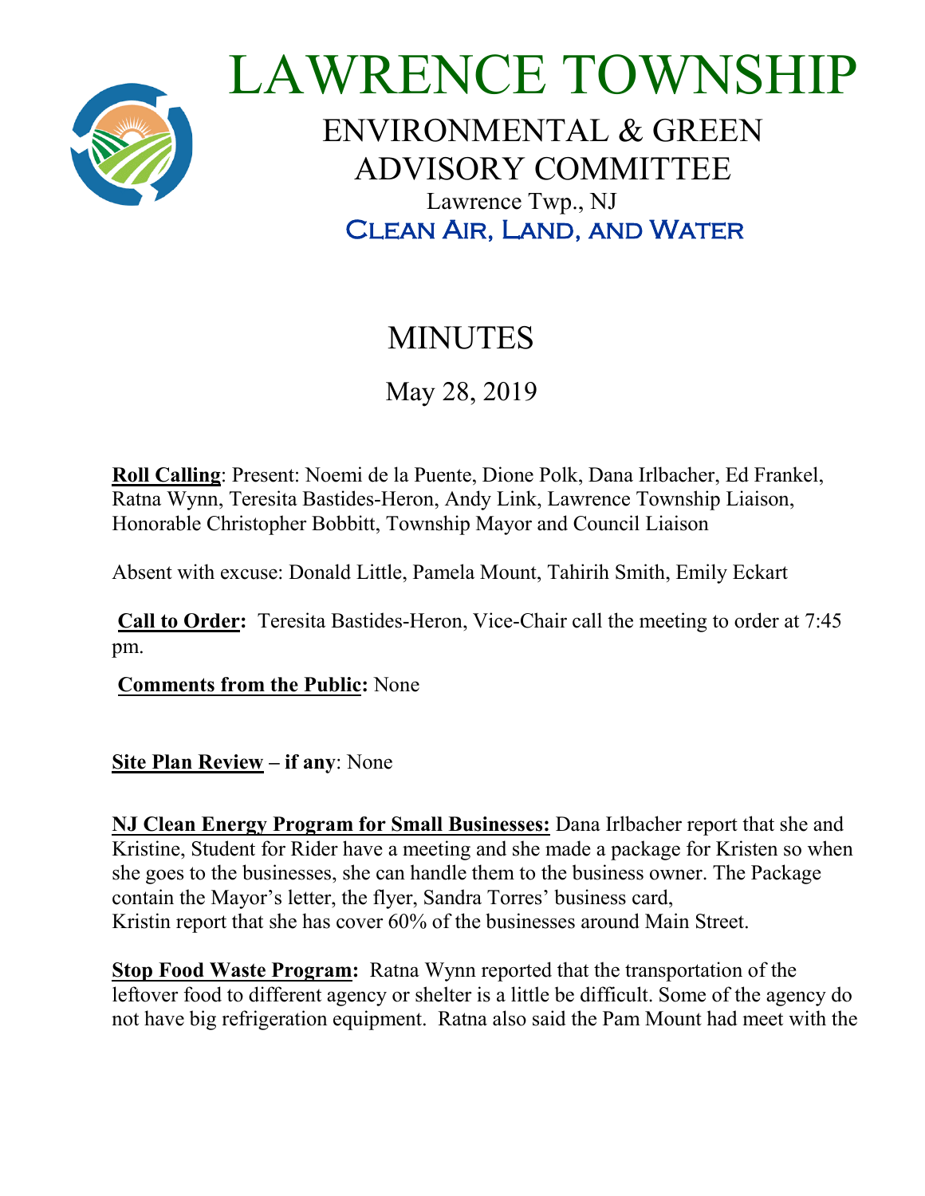# LAWRENCE TOWNSHIP

## ENVIRONMENTAL & GREEN ADVISORY COMMITTEE

Lawrence Twp., NJ

CLEAN AIR, LAND, AND WATER

# MINUTES

May 28, 2019

**Roll Calling**: Present: Noemi de la Puente, Dione Polk, Dana Irlbacher, Ed Frankel, Ratna Wynn, Teresita Bastides-Heron, Andy Link, Lawrence Township Liaison, Honorable Christopher Bobbitt, Township Mayor and Council Liaison

Absent with excuse: Donald Little, Pamela Mount, Tahirih Smith, Emily Eckart

**Call to Order:** Teresita Bastides-Heron, Vice-Chair call the meeting to order at 7:45 pm.

**Comments from the Public:** None

**Site Plan Review – if any**: None

**NJ Clean Energy Program for Small Businesses:** Dana Irlbacher report that she and Kristine, Student for Rider have a meeting and she made a package for Kristen so when she goes to the businesses, she can handle them to the business owner. The Package contain the Mayor's letter, the flyer, Sandra Torres' business card, Kristin report that she has cover 60% of the businesses around Main Street.

**Stop Food Waste Program:** Ratna Wynn reported that the transportation of the leftover food to different agency or shelter is a little be difficult. Some of the agency do not have big refrigeration equipment. Ratna also said the Pam Mount had meet with the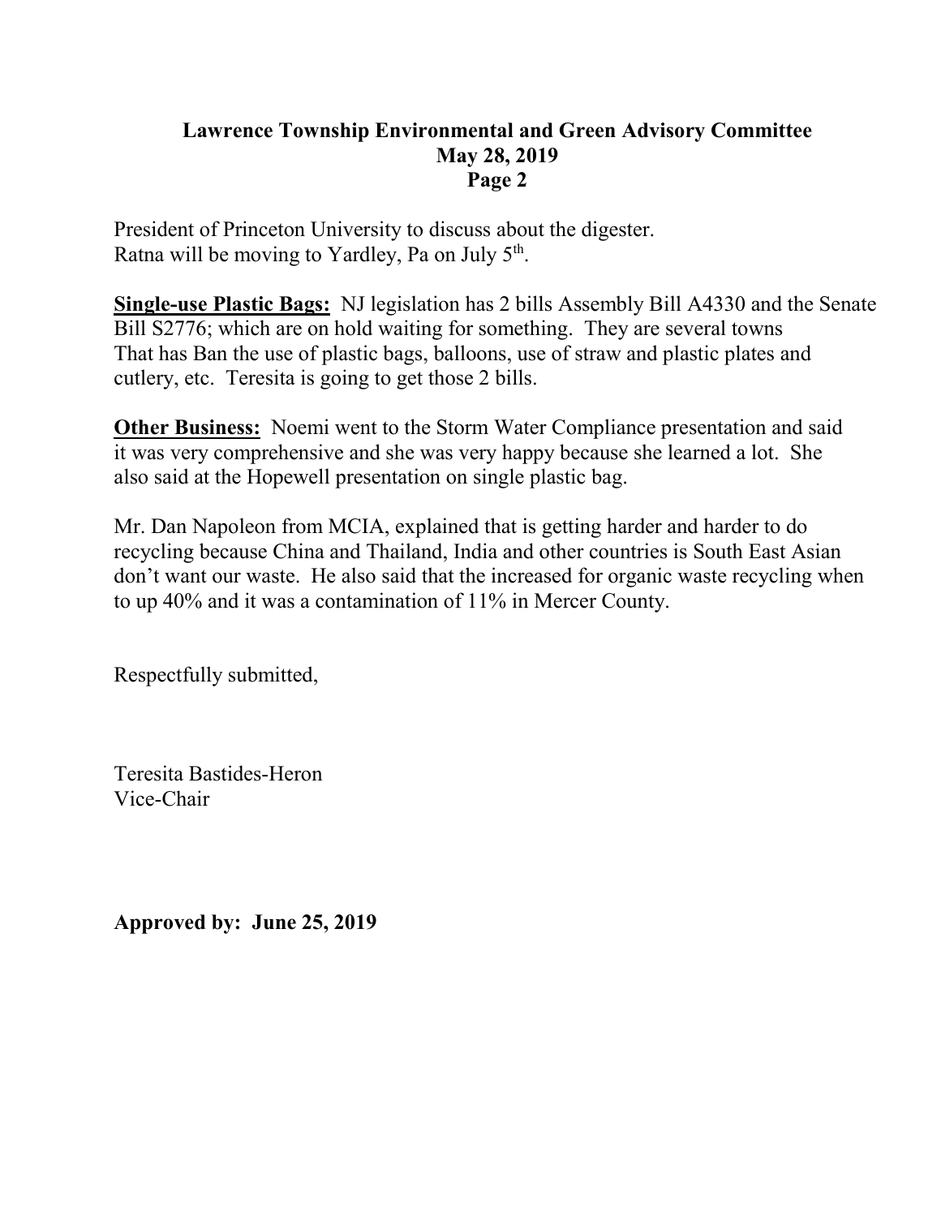President of Princeton University to discuss about the digester.
Ratna will be moving to Yardley, Pa on July 5th.

**Single-use Plastic Bags:** NJ legislation has 2 bills Assembly Bill A4330 and the Senate Bill S2776; which are on hold waiting for something. They are several towns That has Ban the use of plastic bags, balloons, use of straw and plastic plates and cutlery, etc. Teresita is going to get those 2 bills.

**Other Business:** Noemi went to the Storm Water Compliance presentation and said it was very comprehensive and she was very happy because she learned a lot. She also said at the Hopewell presentation on single plastic bag.

Mr. Dan Napoleon from MCIA, explained that is getting harder and harder to do recycling because China and Thailand, India and other countries is South East Asian don't want our waste. He also said that the increased for organic waste recycling when to up 40% and it was a contamination of 11% in Mercer County.

Respectfully submitted,

Teresita Bastides-Heron
Vice-Chair

**Approved by: June 25, 2019**